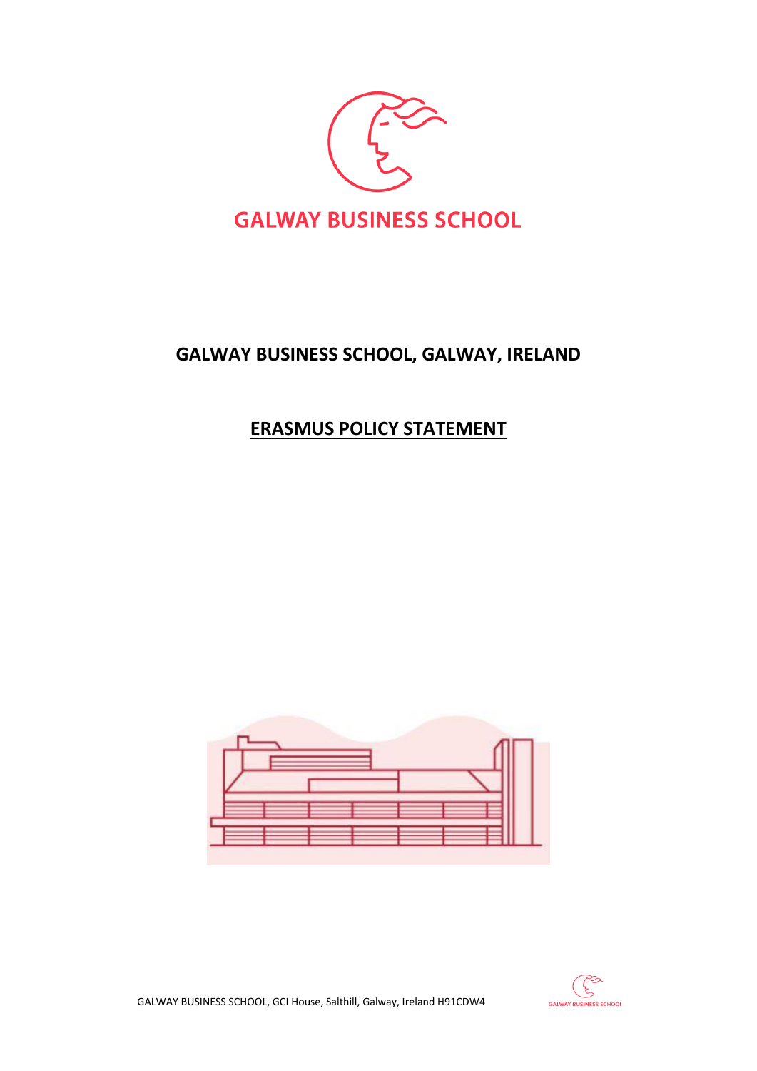GALWAY BUSINESS SCHOOL

# GALWAY BUSINESS SCHOOL, GALWAY, IRELAND

## ERASMUS POLICY STATEMENT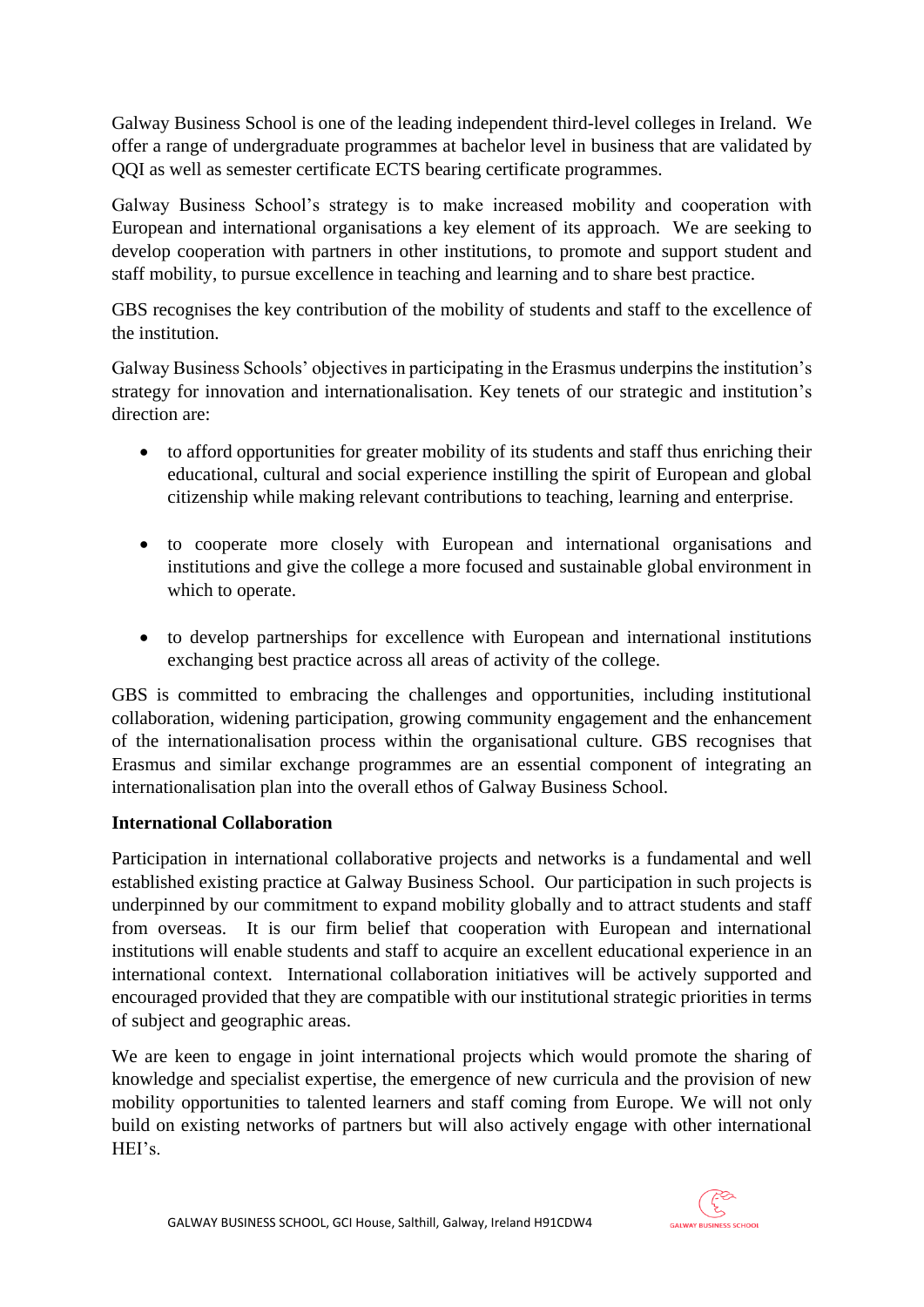Galway Business School is one of the leading independent third-level colleges in Ireland. We offer a range of undergraduate programmes at bachelor level in business that are validated by QQI as well as semester certificate ECTS bearing certificate programmes.

Galway Business School's strategy is to make increased mobility and cooperation with European and international organisations a key element of its approach. We are seeking to develop cooperation with partners in other institutions, to promote and support student and staff mobility, to pursue excellence in teaching and learning and to share best practice.

GBS recognises the key contribution of the mobility of students and staff to the excellence of the institution.

Galway Business Schools' objectives in participating in the Erasmus underpins the institution's strategy for innovation and internationalisation. Key tenets of our strategic and institution's direction are:

- to afford opportunities for greater mobility of its students and staff thus enriching their educational, cultural and social experience instilling the spirit of European and global citizenship while making relevant contributions to teaching, learning and enterprise.

- to cooperate more closely with European and international organisations and institutions and give the college a more focused and sustainable global environment in which to operate.

- to develop partnerships for excellence with European and international institutions exchanging best practice across all areas of activity of the college.

GBS is committed to embracing the challenges and opportunities, including institutional collaboration, widening participation, growing community engagement and the enhancement of the internationalisation process within the organisational culture. GBS recognises that Erasmus and similar exchange programmes are an essential component of integrating an internationalisation plan into the overall ethos of Galway Business School.

**International Collaboration**

Participation in international collaborative projects and networks is a fundamental and well established existing practice at Galway Business School. Our participation in such projects is underpinned by our commitment to expand mobility globally and to attract students and staff from overseas. It is our firm belief that cooperation with European and international institutions will enable students and staff to acquire an excellent educational experience in an international context. International collaboration initiatives will be actively supported and encouraged provided that they are compatible with our institutional strategic priorities in terms of subject and geographic areas.

We are keen to engage in joint international projects which would promote the sharing of knowledge and specialist expertise, the emergence of new curricula and the provision of new mobility opportunities to talented learners and staff coming from Europe. We will not only build on existing networks of partners but will also actively engage with other international HEI's.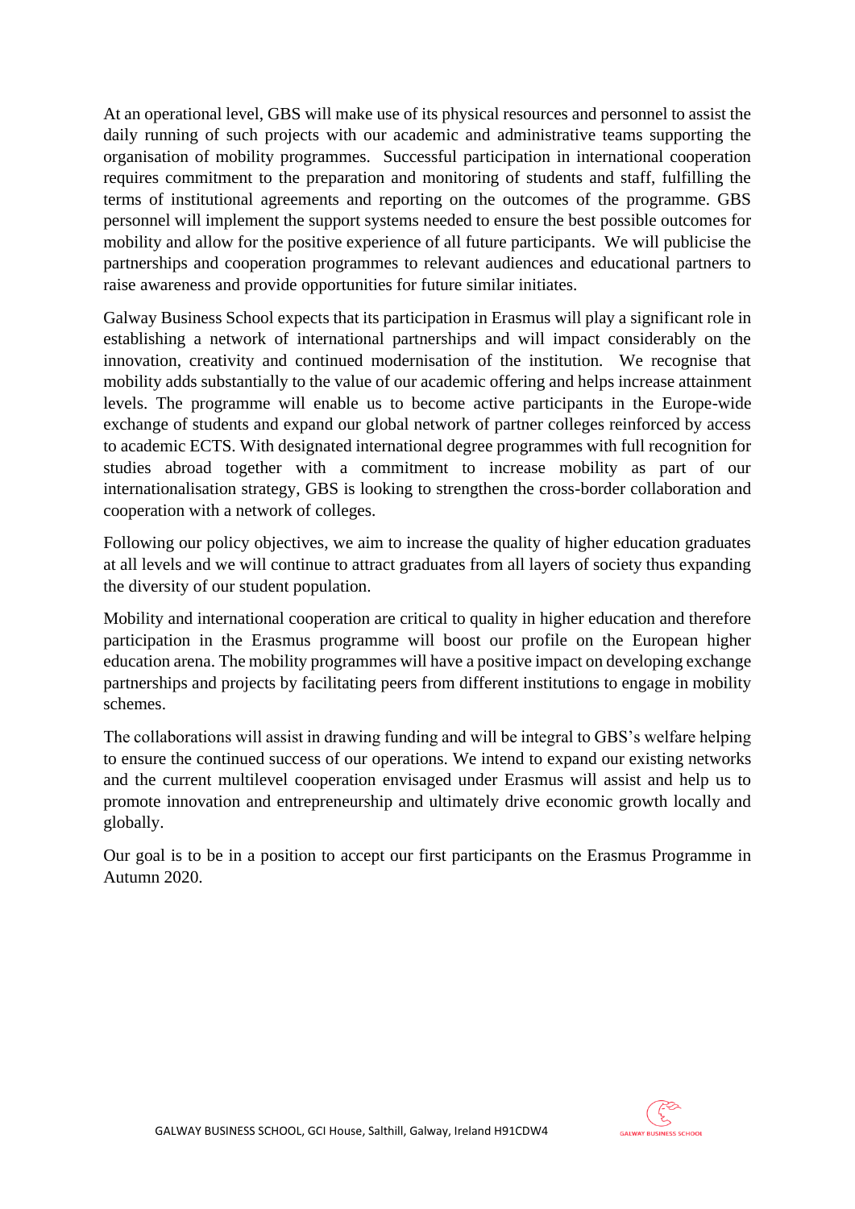At an operational level, GBS will make use of its physical resources and personnel to assist the daily running of such projects with our academic and administrative teams supporting the organisation of mobility programmes. Successful participation in international cooperation requires commitment to the preparation and monitoring of students and staff, fulfilling the terms of institutional agreements and reporting on the outcomes of the programme. GBS personnel will implement the support systems needed to ensure the best possible outcomes for mobility and allow for the positive experience of all future participants. We will publicise the partnerships and cooperation programmes to relevant audiences and educational partners to raise awareness and provide opportunities for future similar initiates.

Galway Business School expects that its participation in Erasmus will play a significant role in establishing a network of international partnerships and will impact considerably on the innovation, creativity and continued modernisation of the institution. We recognise that mobility adds substantially to the value of our academic offering and helps increase attainment levels. The programme will enable us to become active participants in the Europe-wide exchange of students and expand our global network of partner colleges reinforced by access to academic ECTS. With designated international degree programmes with full recognition for studies abroad together with a commitment to increase mobility as part of our internationalisation strategy, GBS is looking to strengthen the cross-border collaboration and cooperation with a network of colleges.

Following our policy objectives, we aim to increase the quality of higher education graduates at all levels and we will continue to attract graduates from all layers of society thus expanding the diversity of our student population.

Mobility and international cooperation are critical to quality in higher education and therefore participation in the Erasmus programme will boost our profile on the European higher education arena. The mobility programmes will have a positive impact on developing exchange partnerships and projects by facilitating peers from different institutions to engage in mobility schemes.

The collaborations will assist in drawing funding and will be integral to GBS's welfare helping to ensure the continued success of our operations. We intend to expand our existing networks and the current multilevel cooperation envisaged under Erasmus will assist and help us to promote innovation and entrepreneurship and ultimately drive economic growth locally and globally.

Our goal is to be in a position to accept our first participants on the Erasmus Programme in Autumn 2020.